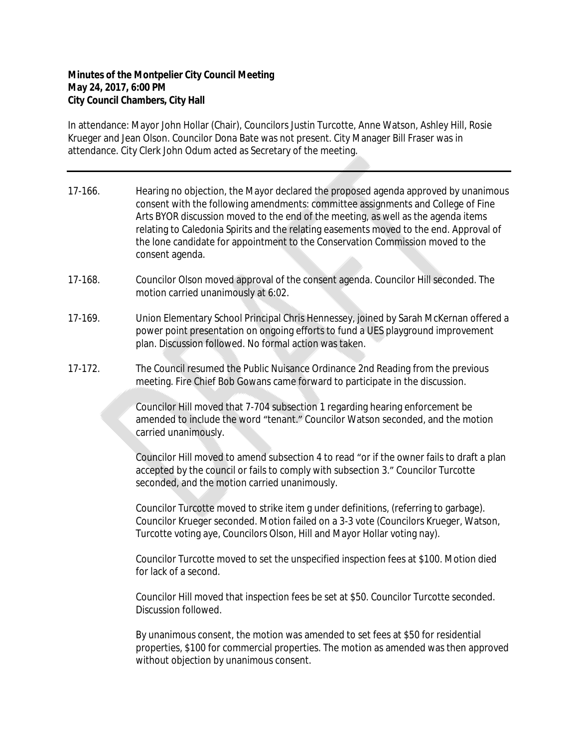**Minutes of the Montpelier City Council Meeting**
**May 24, 2017, 6:00 PM**
**City Council Chambers, City Hall**

In attendance: Mayor John Hollar (Chair), Councilors Justin Turcotte, Anne Watson, Ashley Hill, Rosie Krueger and Jean Olson. Councilor Dona Bate was not present. City Manager Bill Fraser was in attendance. City Clerk John Odum acted as Secretary of the meeting.

---

17-166. Hearing no objection, the Mayor declared the proposed agenda approved by unanimous consent with the following amendments: committee assignments and College of Fine Arts BYOR discussion moved to the end of the meeting, as well as the agenda items relating to Caledonia Spirits and the relating easements moved to the end. Approval of the lone candidate for appointment to the Conservation Commission moved to the consent agenda.

17-168. Councilor Olson moved approval of the consent agenda. Councilor Hill seconded. The motion carried unanimously at 6:02.

17-169. Union Elementary School Principal Chris Hennessey, joined by Sarah McKernan offered a power point presentation on ongoing efforts to fund a UES playground improvement plan. Discussion followed. No formal action was taken.

17-172. The Council resumed the Public Nuisance Ordinance 2nd Reading from the previous meeting. Fire Chief Bob Gowans came forward to participate in the discussion.

Councilor Hill moved that 7-704 subsection 1 regarding hearing enforcement be amended to include the word "tenant." Councilor Watson seconded, and the motion carried unanimously.

Councilor Hill moved to amend subsection 4 to read "or if the owner fails to draft a plan accepted by the council or fails to comply with subsection 3." Councilor Turcotte seconded, and the motion carried unanimously.

Councilor Turcotte moved to strike item g under definitions, (referring to garbage). Councilor Krueger seconded. Motion failed on a 3-3 vote (Councilors Krueger, Watson, Turcotte voting aye, Councilors Olson, Hill and Mayor Hollar voting nay).

Councilor Turcotte moved to set the unspecified inspection fees at $100. Motion died for lack of a second.

Councilor Hill moved that inspection fees be set at $50. Councilor Turcotte seconded. Discussion followed.

By unanimous consent, the motion was amended to set fees at $50 for residential properties, $100 for commercial properties. The motion as amended was then approved without objection by unanimous consent.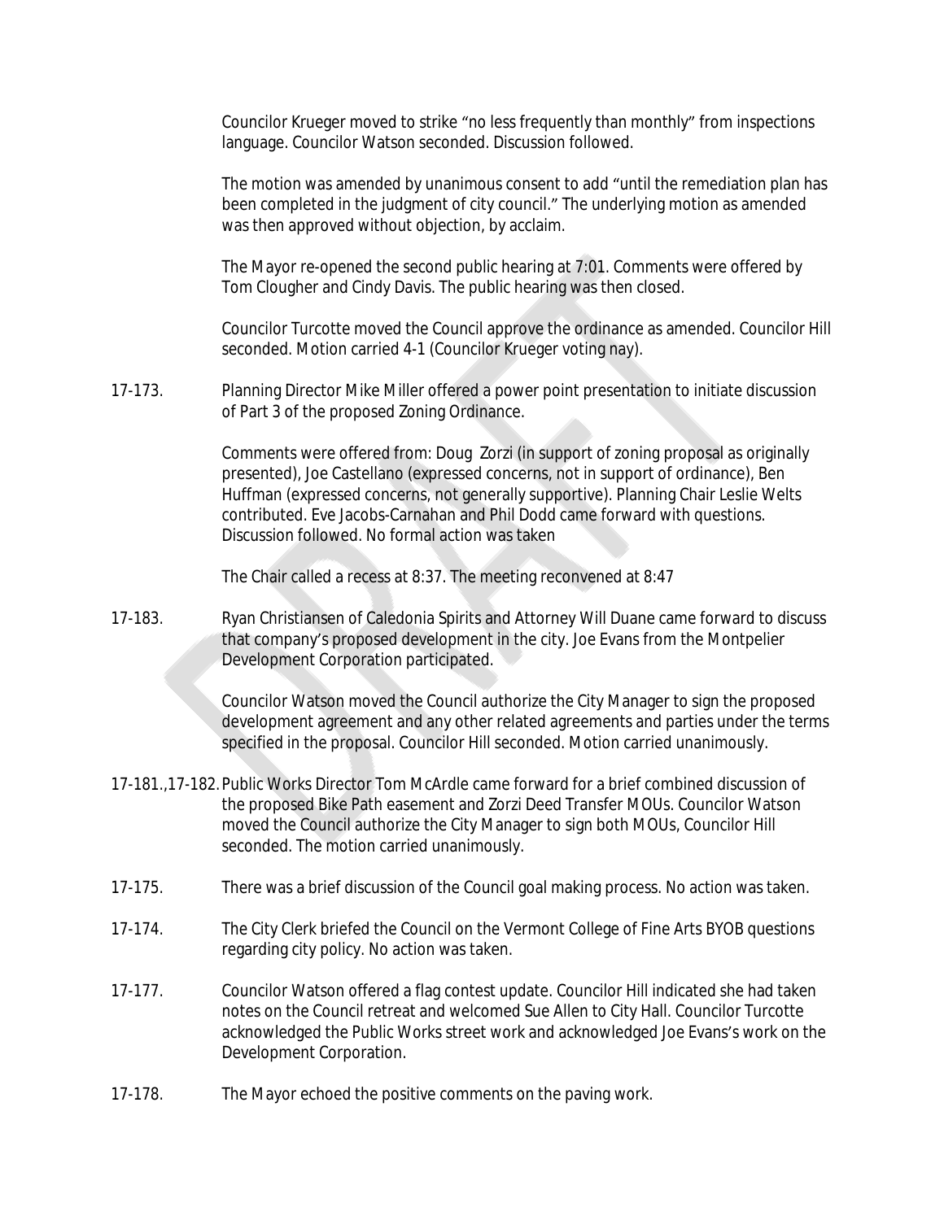Councilor Krueger moved to strike "no less frequently than monthly" from inspections language. Councilor Watson seconded. Discussion followed.

The motion was amended by unanimous consent to add "until the remediation plan has been completed in the judgment of city council." The underlying motion as amended was then approved without objection, by acclaim.

The Mayor re-opened the second public hearing at 7:01. Comments were offered by Tom Clougher and Cindy Davis. The public hearing was then closed.

Councilor Turcotte moved the Council approve the ordinance as amended. Councilor Hill seconded. Motion carried 4-1 (Councilor Krueger voting nay).

17-173. Planning Director Mike Miller offered a power point presentation to initiate discussion of Part 3 of the proposed Zoning Ordinance.

Comments were offered from: Doug Zorzi (in support of zoning proposal as originally presented), Joe Castellano (expressed concerns, not in support of ordinance), Ben Huffman (expressed concerns, not generally supportive). Planning Chair Leslie Welts contributed. Eve Jacobs-Carnahan and Phil Dodd came forward with questions. Discussion followed. No formal action was taken

The Chair called a recess at 8:37. The meeting reconvened at 8:47

17-183. Ryan Christiansen of Caledonia Spirits and Attorney Will Duane came forward to discuss that company's proposed development in the city. Joe Evans from the Montpelier Development Corporation participated.

Councilor Watson moved the Council authorize the City Manager to sign the proposed development agreement and any other related agreements and parties under the terms specified in the proposal. Councilor Hill seconded. Motion carried unanimously.

17-181.,17-182. Public Works Director Tom McArdle came forward for a brief combined discussion of the proposed Bike Path easement and Zorzi Deed Transfer MOUs. Councilor Watson moved the Council authorize the City Manager to sign both MOUs, Councilor Hill seconded. The motion carried unanimously.

17-175. There was a brief discussion of the Council goal making process. No action was taken.

17-174. The City Clerk briefed the Council on the Vermont College of Fine Arts BYOB questions regarding city policy. No action was taken.

17-177. Councilor Watson offered a flag contest update. Councilor Hill indicated she had taken notes on the Council retreat and welcomed Sue Allen to City Hall. Councilor Turcotte acknowledged the Public Works street work and acknowledged Joe Evans's work on the Development Corporation.

17-178. The Mayor echoed the positive comments on the paving work.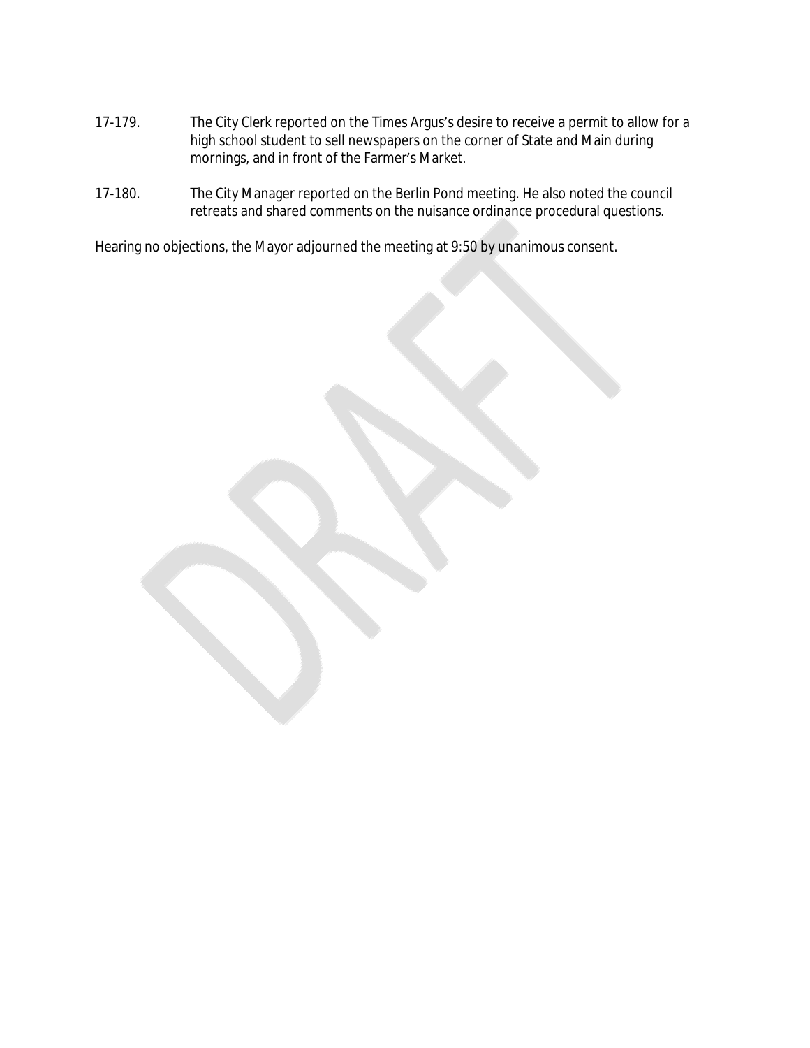17-179. The City Clerk reported on the Times Argus's desire to receive a permit to allow for a high school student to sell newspapers on the corner of State and Main during mornings, and in front of the Farmer's Market.

17-180. The City Manager reported on the Berlin Pond meeting. He also noted the council retreats and shared comments on the nuisance ordinance procedural questions.

Hearing no objections, the Mayor adjourned the meeting at 9:50 by unanimous consent.